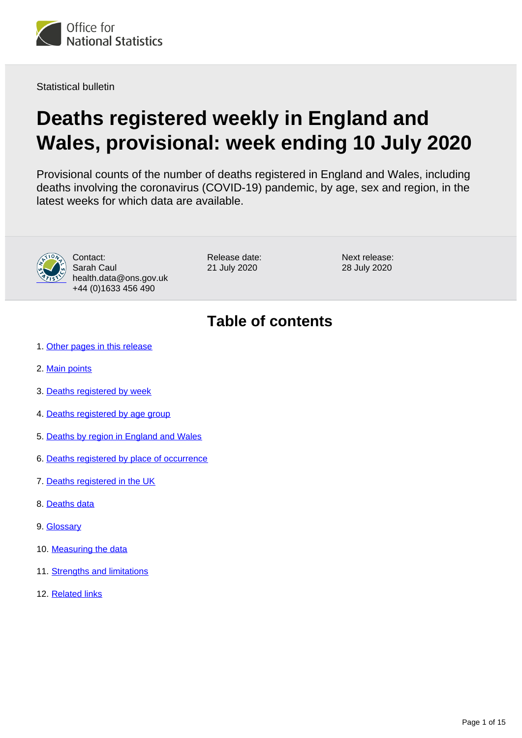Statistical bulletin

# Deaths registered weekly in England and Wales, provisional: week ending 10 July 2020

Provisional counts of the number of deaths registered in England and Wales, including deaths involving the coronavirus (COVID-19) pandemic, by age, sex and region, in the latest weeks for which data are available.

Contact:
Sarah Caul
health.data@ons.gov.uk
+44 (0)1633 456 490

Release date:
21 July 2020

Next release:
28 July 2020

## Table of contents

1. Other pages in this release
2. Main points
3. Deaths registered by week
4. Deaths registered by age group
5. Deaths by region in England and Wales
6. Deaths registered by place of occurrence
7. Deaths registered in the UK
8. Deaths data
9. Glossary
10. Measuring the data
11. Strengths and limitations
12. Related links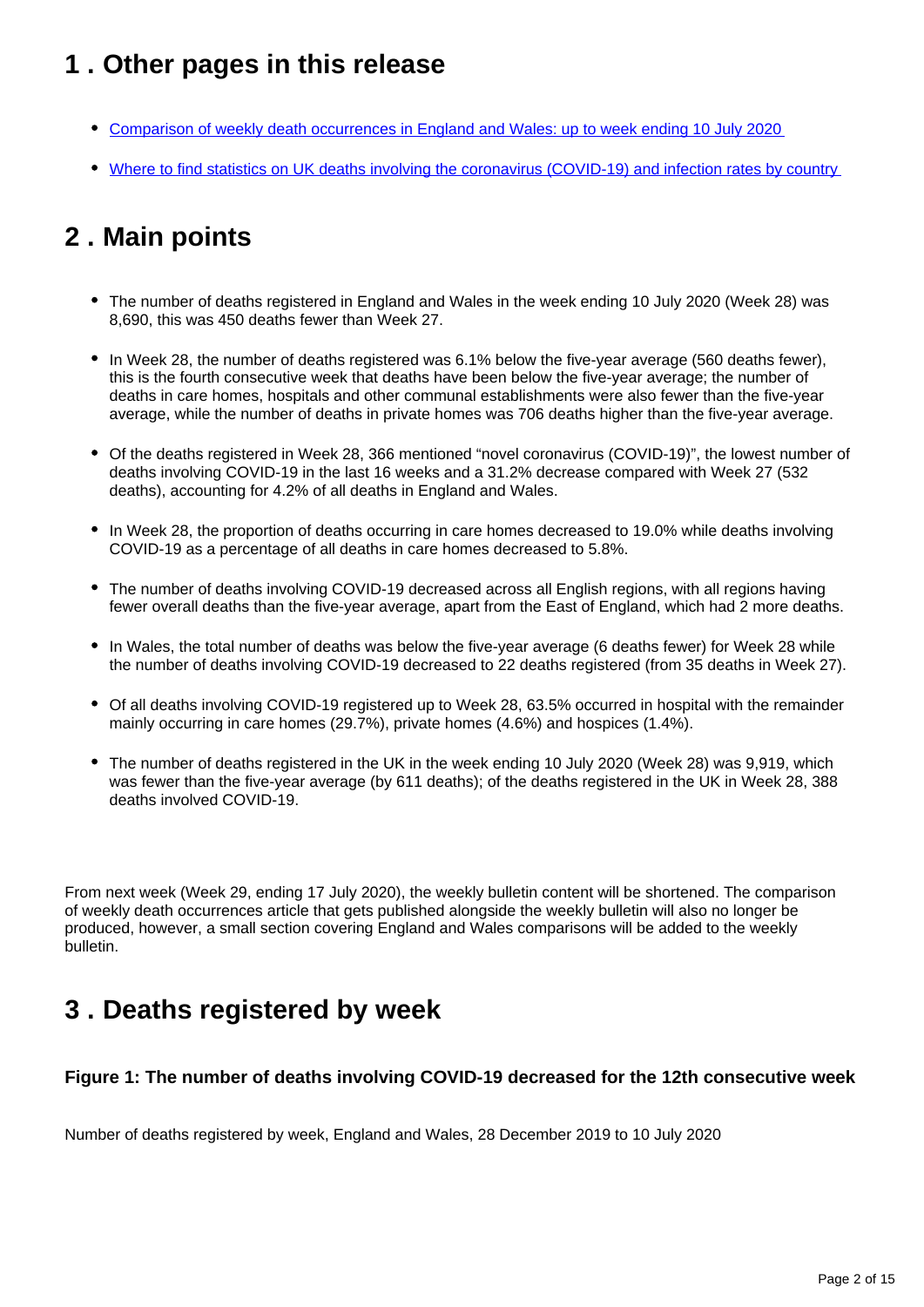## 1 . Other pages in this release

- [Comparison of weekly death occurrences in England and Wales: up to week ending 10 July 2020](#)
- [Where to find statistics on UK deaths involving the coronavirus (COVID-19) and infection rates by country](#)

## 2 . Main points

- The number of deaths registered in England and Wales in the week ending 10 July 2020 (Week 28) was 8,690, this was 450 deaths fewer than Week 27.
- In Week 28, the number of deaths registered was 6.1% below the five-year average (560 deaths fewer), this is the fourth consecutive week that deaths have been below the five-year average; the number of deaths in care homes, hospitals and other communal establishments were also fewer than the five-year average, while the number of deaths in private homes was 706 deaths higher than the five-year average.
- Of the deaths registered in Week 28, 366 mentioned "novel coronavirus (COVID-19)", the lowest number of deaths involving COVID-19 in the last 16 weeks and a 31.2% decrease compared with Week 27 (532 deaths), accounting for 4.2% of all deaths in England and Wales.
- In Week 28, the proportion of deaths occurring in care homes decreased to 19.0% while deaths involving COVID-19 as a percentage of all deaths in care homes decreased to 5.8%.
- The number of deaths involving COVID-19 decreased across all English regions, with all regions having fewer overall deaths than the five-year average, apart from the East of England, which had 2 more deaths.
- In Wales, the total number of deaths was below the five-year average (6 deaths fewer) for Week 28 while the number of deaths involving COVID-19 decreased to 22 deaths registered (from 35 deaths in Week 27).
- Of all deaths involving COVID-19 registered up to Week 28, 63.5% occurred in hospital with the remainder mainly occurring in care homes (29.7%), private homes (4.6%) and hospices (1.4%).
- The number of deaths registered in the UK in the week ending 10 July 2020 (Week 28) was 9,919, which was fewer than the five-year average (by 611 deaths); of the deaths registered in the UK in Week 28, 388 deaths involved COVID-19.

From next week (Week 29, ending 17 July 2020), the weekly bulletin content will be shortened. The comparison of weekly death occurrences article that gets published alongside the weekly bulletin will also no longer be produced, however, a small section covering England and Wales comparisons will be added to the weekly bulletin.

## 3 . Deaths registered by week

#### Figure 1: The number of deaths involving COVID-19 decreased for the 12th consecutive week

Number of deaths registered by week, England and Wales, 28 December 2019 to 10 July 2020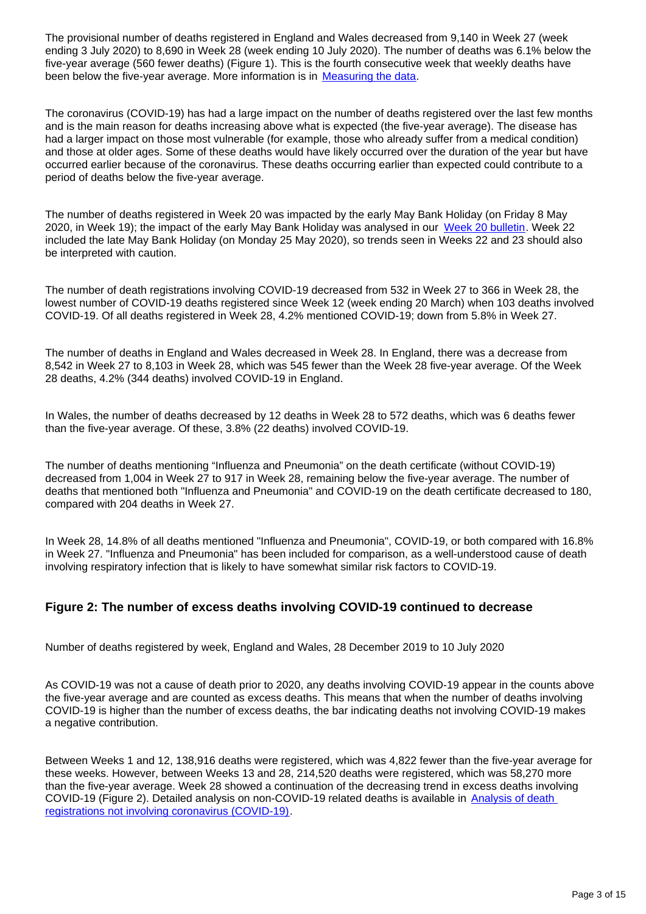The provisional number of deaths registered in England and Wales decreased from 9,140 in Week 27 (week ending 3 July 2020) to 8,690 in Week 28 (week ending 10 July 2020). The number of deaths was 6.1% below the five-year average (560 fewer deaths) (Figure 1). This is the fourth consecutive week that weekly deaths have been below the five-year average. More information is in [Measuring the data](#).

The coronavirus (COVID-19) has had a large impact on the number of deaths registered over the last few months and is the main reason for deaths increasing above what is expected (the five-year average). The disease has had a larger impact on those most vulnerable (for example, those who already suffer from a medical condition) and those at older ages. Some of these deaths would have likely occurred over the duration of the year but have occurred earlier because of the coronavirus. These deaths occurring earlier than expected could contribute to a period of deaths below the five-year average.

The number of deaths registered in Week 20 was impacted by the early May Bank Holiday (on Friday 8 May 2020, in Week 19); the impact of the early May Bank Holiday was analysed in our [Week 20 bulletin](#). Week 22 included the late May Bank Holiday (on Monday 25 May 2020), so trends seen in Weeks 22 and 23 should also be interpreted with caution.

The number of death registrations involving COVID-19 decreased from 532 in Week 27 to 366 in Week 28, the lowest number of COVID-19 deaths registered since Week 12 (week ending 20 March) when 103 deaths involved COVID-19. Of all deaths registered in Week 28, 4.2% mentioned COVID-19; down from 5.8% in Week 27.

The number of deaths in England and Wales decreased in Week 28. In England, there was a decrease from 8,542 in Week 27 to 8,103 in Week 28, which was 545 fewer than the Week 28 five-year average. Of the Week 28 deaths, 4.2% (344 deaths) involved COVID-19 in England.

In Wales, the number of deaths decreased by 12 deaths in Week 28 to 572 deaths, which was 6 deaths fewer than the five-year average. Of these, 3.8% (22 deaths) involved COVID-19.

The number of deaths mentioning "Influenza and Pneumonia" on the death certificate (without COVID-19) decreased from 1,004 in Week 27 to 917 in Week 28, remaining below the five-year average. The number of deaths that mentioned both "Influenza and Pneumonia" and COVID-19 on the death certificate decreased to 180, compared with 204 deaths in Week 27.

In Week 28, 14.8% of all deaths mentioned "Influenza and Pneumonia", COVID-19, or both compared with 16.8% in Week 27. "Influenza and Pneumonia" has been included for comparison, as a well-understood cause of death involving respiratory infection that is likely to have somewhat similar risk factors to COVID-19.

### Figure 2: The number of excess deaths involving COVID-19 continued to decrease

Number of deaths registered by week, England and Wales, 28 December 2019 to 10 July 2020

As COVID-19 was not a cause of death prior to 2020, any deaths involving COVID-19 appear in the counts above the five-year average and are counted as excess deaths. This means that when the number of deaths involving COVID-19 is higher than the number of excess deaths, the bar indicating deaths not involving COVID-19 makes a negative contribution.

Between Weeks 1 and 12, 138,916 deaths were registered, which was 4,822 fewer than the five-year average for these weeks. However, between Weeks 13 and 28, 214,520 deaths were registered, which was 58,270 more than the five-year average. Week 28 showed a continuation of the decreasing trend in excess deaths involving COVID-19 (Figure 2). Detailed analysis on non-COVID-19 related deaths is available in [Analysis of death registrations not involving coronavirus (COVID-19)](#).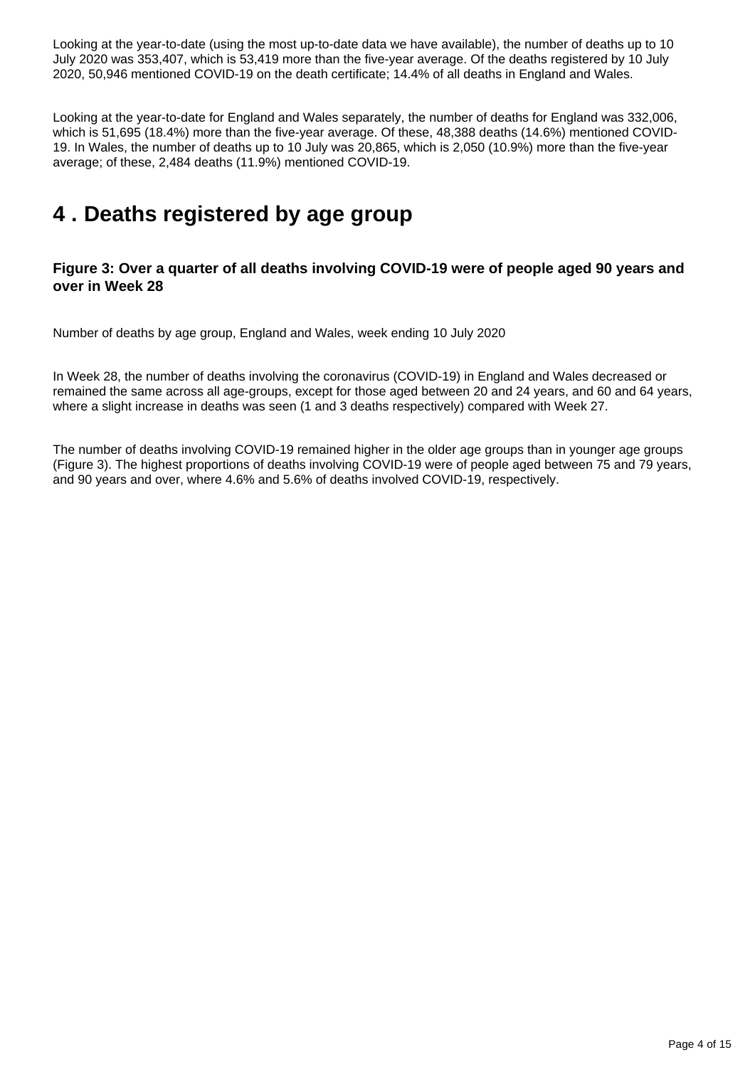Looking at the year-to-date (using the most up-to-date data we have available), the number of deaths up to 10 July 2020 was 353,407, which is 53,419 more than the five-year average. Of the deaths registered by 10 July 2020, 50,946 mentioned COVID-19 on the death certificate; 14.4% of all deaths in England and Wales.

Looking at the year-to-date for England and Wales separately, the number of deaths for England was 332,006, which is 51,695 (18.4%) more than the five-year average. Of these, 48,388 deaths (14.6%) mentioned COVID-19. In Wales, the number of deaths up to 10 July was 20,865, which is 2,050 (10.9%) more than the five-year average; of these, 2,484 deaths (11.9%) mentioned COVID-19.

## 4 . Deaths registered by age group

### Figure 3: Over a quarter of all deaths involving COVID-19 were of people aged 90 years and over in Week 28

Number of deaths by age group, England and Wales, week ending 10 July 2020

In Week 28, the number of deaths involving the coronavirus (COVID-19) in England and Wales decreased or remained the same across all age-groups, except for those aged between 20 and 24 years, and 60 and 64 years, where a slight increase in deaths was seen (1 and 3 deaths respectively) compared with Week 27.

The number of deaths involving COVID-19 remained higher in the older age groups than in younger age groups (Figure 3). The highest proportions of deaths involving COVID-19 were of people aged between 75 and 79 years, and 90 years and over, where 4.6% and 5.6% of deaths involved COVID-19, respectively.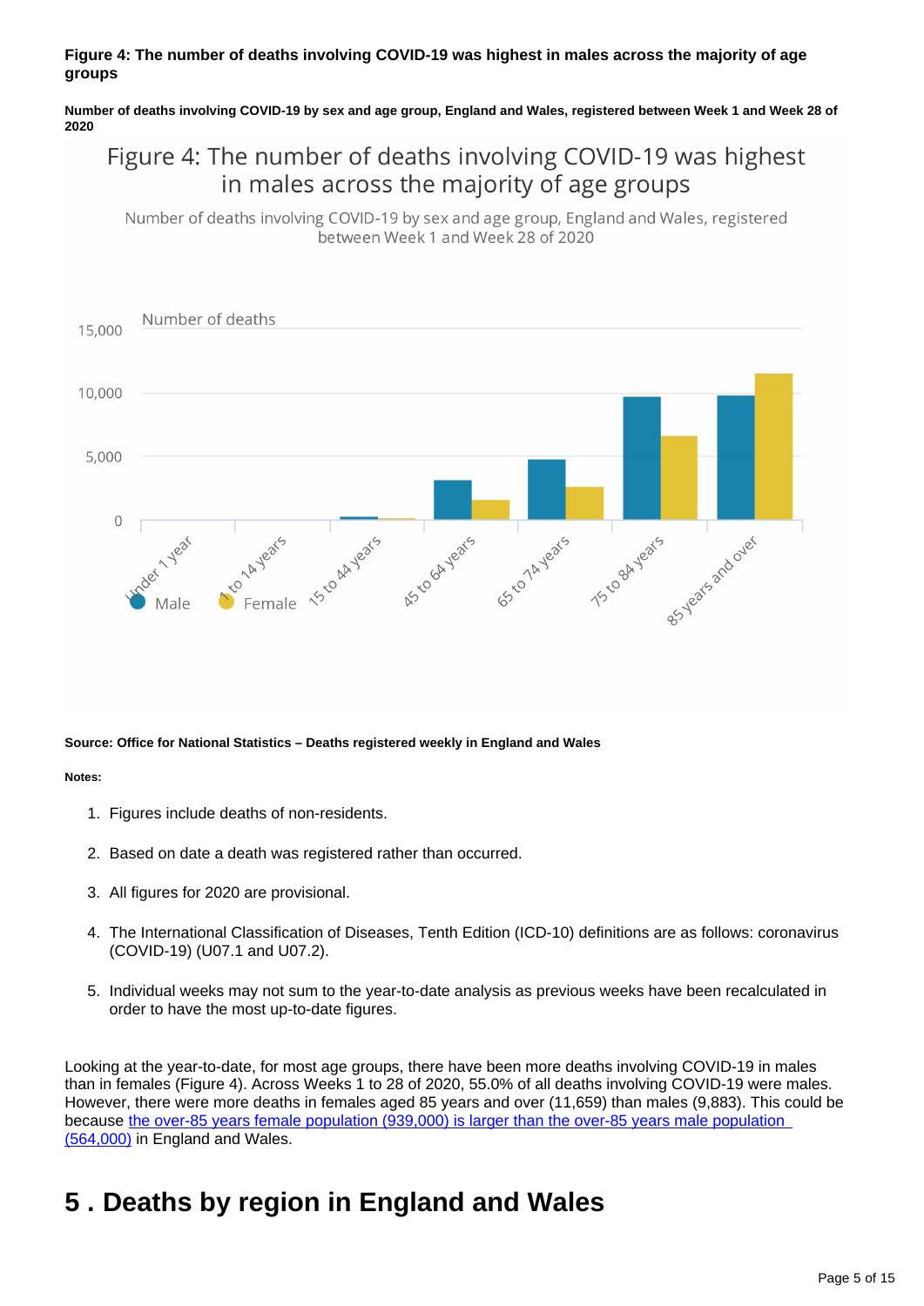**Figure 4: The number of deaths involving COVID-19 was highest in males across the majority of age groups**

**Number of deaths involving COVID-19 by sex and age group, England and Wales, registered between Week 1 and Week 28 of 2020**

**Source: Office for National Statistics – Deaths registered weekly in England and Wales**

**Notes:**

1. Figures include deaths of non-residents.
2. Based on date a death was registered rather than occurred.
3. All figures for 2020 are provisional.
4. The International Classification of Diseases, Tenth Edition (ICD-10) definitions are as follows: coronavirus (COVID-19) (U07.1 and U07.2).
5. Individual weeks may not sum to the year-to-date analysis as previous weeks have been recalculated in order to have the most up-to-date figures.

Looking at the year-to-date, for most age groups, there have been more deaths involving COVID-19 in males than in females (Figure 4). Across Weeks 1 to 28 of 2020, 55.0% of all deaths involving COVID-19 were males. However, there were more deaths in females aged 85 years and over (11,659) than males (9,883). This could be because the over-85 years female population (939,000) is larger than the over-85 years male population (564,000) in England and Wales.

## 5 . Deaths by region in England and Wales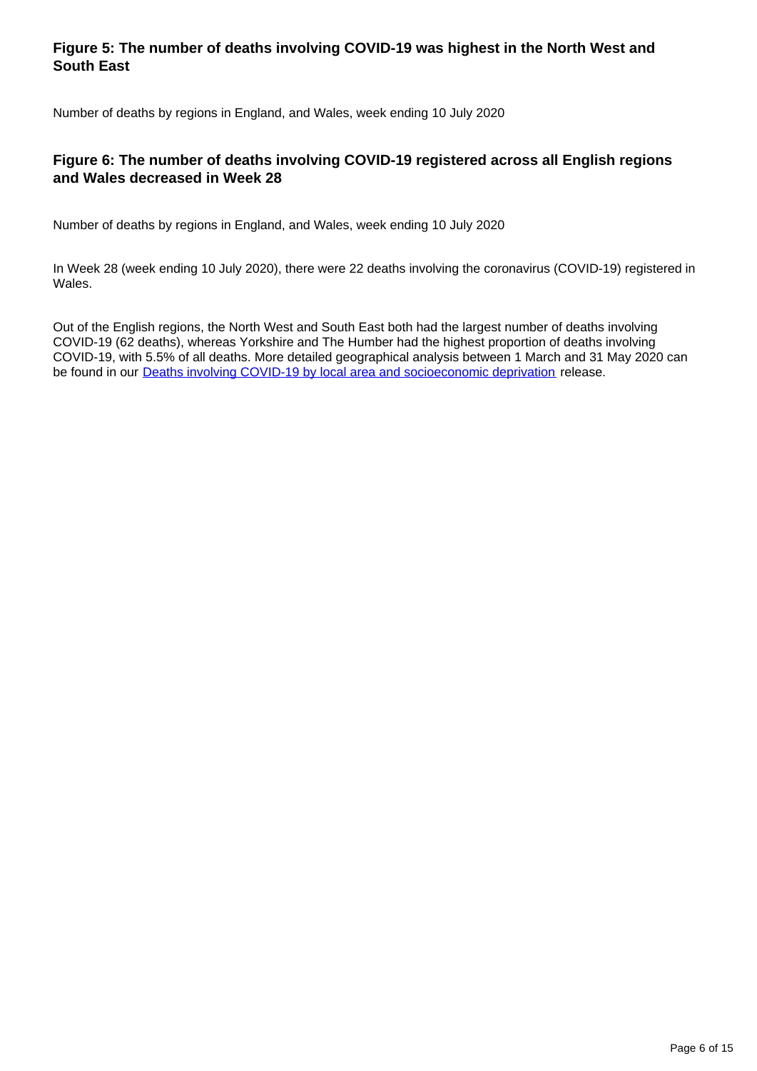### Figure 5: The number of deaths involving COVID-19 was highest in the North West and South East

Number of deaths by regions in England, and Wales, week ending 10 July 2020

### Figure 6: The number of deaths involving COVID-19 registered across all English regions and Wales decreased in Week 28

Number of deaths by regions in England, and Wales, week ending 10 July 2020

In Week 28 (week ending 10 July 2020), there were 22 deaths involving the coronavirus (COVID-19) registered in Wales.

Out of the English regions, the North West and South East both had the largest number of deaths involving COVID-19 (62 deaths), whereas Yorkshire and The Humber had the highest proportion of deaths involving COVID-19, with 5.5% of all deaths. More detailed geographical analysis between 1 March and 31 May 2020 can be found in our [Deaths involving COVID-19 by local area and socioeconomic deprivation](#) release.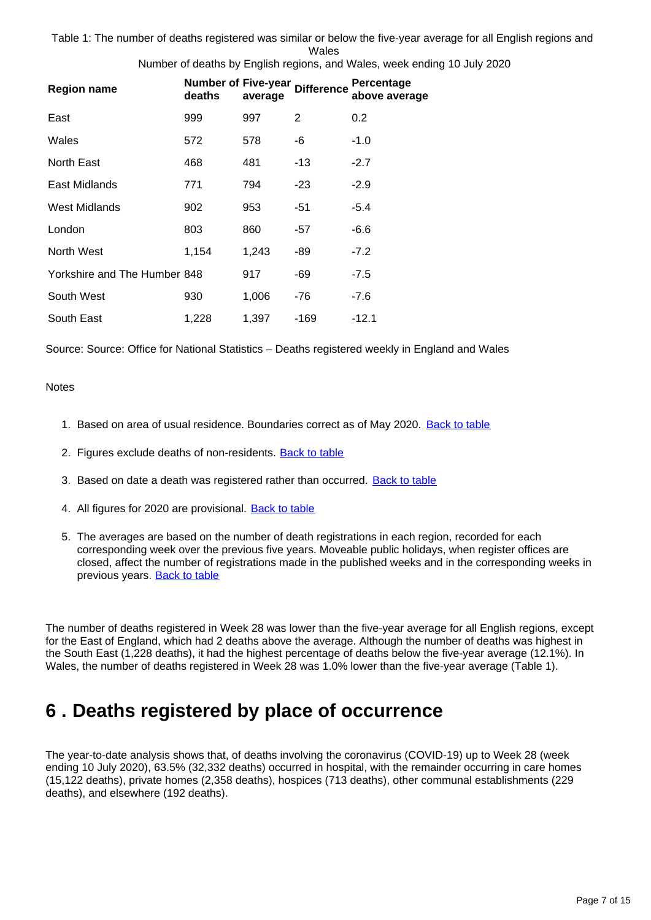Table 1: The number of deaths registered was similar or below the five-year average for all English regions and Wales

Number of deaths by English regions, and Wales, week ending 10 July 2020

| Region name | Number of deaths | Five-year average | Difference | Percentage above average |
|---|---|---|---|---|
| East | 999 | 997 | 2 | 0.2 |
| Wales | 572 | 578 | -6 | -1.0 |
| North East | 468 | 481 | -13 | -2.7 |
| East Midlands | 771 | 794 | -23 | -2.9 |
| West Midlands | 902 | 953 | -51 | -5.4 |
| London | 803 | 860 | -57 | -6.6 |
| North West | 1,154 | 1,243 | -89 | -7.2 |
| Yorkshire and The Humber | 848 | 917 | -69 | -7.5 |
| South West | 930 | 1,006 | -76 | -7.6 |
| South East | 1,228 | 1,397 | -169 | -12.1 |

Source: Source: Office for National Statistics – Deaths registered weekly in England and Wales

Notes

1. Based on area of usual residence. Boundaries correct as of May 2020. [Back to table]
2. Figures exclude deaths of non-residents. [Back to table]
3. Based on date a death was registered rather than occurred. [Back to table]
4. All figures for 2020 are provisional. [Back to table]
5. The averages are based on the number of death registrations in each region, recorded for each corresponding week over the previous five years. Moveable public holidays, when register offices are closed, affect the number of registrations made in the published weeks and in the corresponding weeks in previous years. [Back to table]

The number of deaths registered in Week 28 was lower than the five-year average for all English regions, except for the East of England, which had 2 deaths above the average. Although the number of deaths was highest in the South East (1,228 deaths), it had the highest percentage of deaths below the five-year average (12.1%). In Wales, the number of deaths registered in Week 28 was 1.0% lower than the five-year average (Table 1).

## 6 . Deaths registered by place of occurrence

The year-to-date analysis shows that, of deaths involving the coronavirus (COVID-19) up to Week 28 (week ending 10 July 2020), 63.5% (32,332 deaths) occurred in hospital, with the remainder occurring in care homes (15,122 deaths), private homes (2,358 deaths), hospices (713 deaths), other communal establishments (229 deaths), and elsewhere (192 deaths).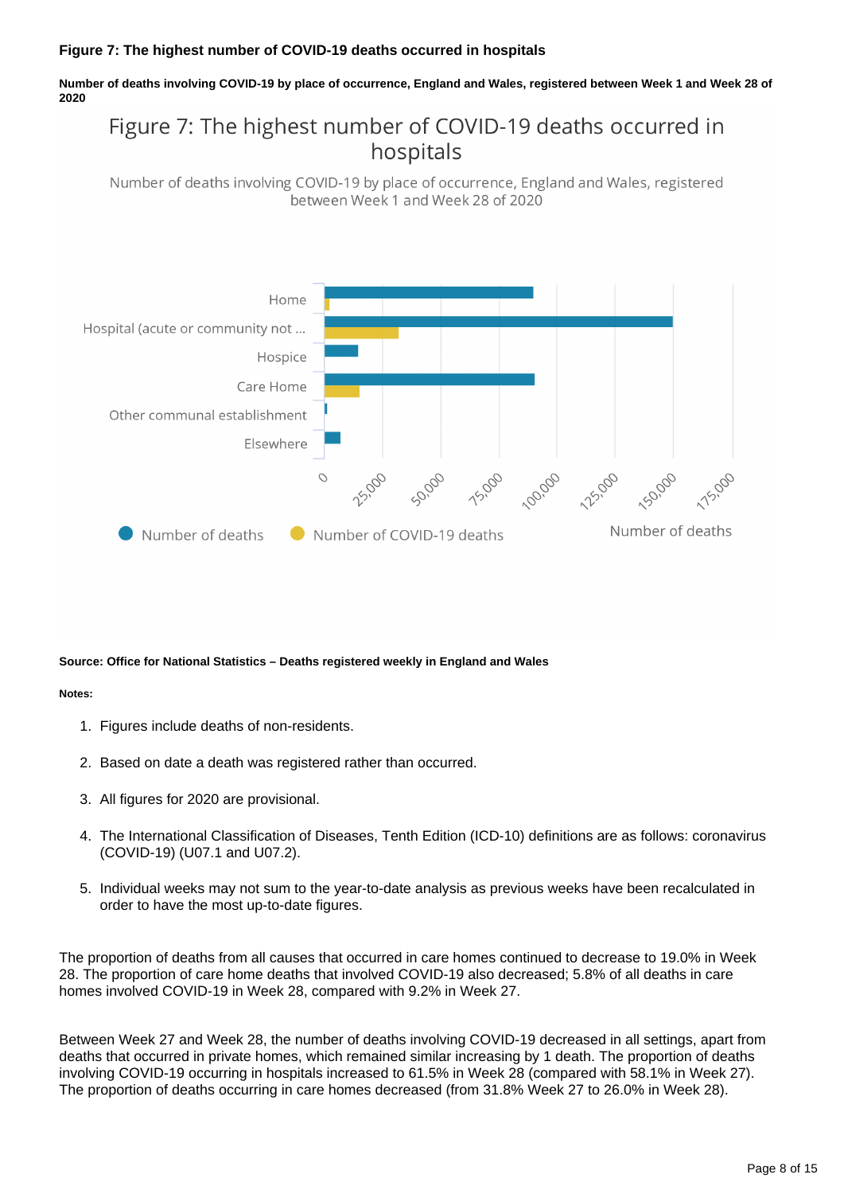**Figure 7: The highest number of COVID-19 deaths occurred in hospitals**

**Number of deaths involving COVID-19 by place of occurrence, England and Wales, registered between Week 1 and Week 28 of 2020**

**Source: Office for National Statistics – Deaths registered weekly in England and Wales**

**Notes:**

1. Figures include deaths of non-residents.

2. Based on date a death was registered rather than occurred.

3. All figures for 2020 are provisional.

4. The International Classification of Diseases, Tenth Edition (ICD-10) definitions are as follows: coronavirus (COVID-19) (U07.1 and U07.2).

5. Individual weeks may not sum to the year-to-date analysis as previous weeks have been recalculated in order to have the most up-to-date figures.

The proportion of deaths from all causes that occurred in care homes continued to decrease to 19.0% in Week 28. The proportion of care home deaths that involved COVID-19 also decreased; 5.8% of all deaths in care homes involved COVID-19 in Week 28, compared with 9.2% in Week 27.

Between Week 27 and Week 28, the number of deaths involving COVID-19 decreased in all settings, apart from deaths that occurred in private homes, which remained similar increasing by 1 death. The proportion of deaths involving COVID-19 occurring in hospitals increased to 61.5% in Week 28 (compared with 58.1% in Week 27). The proportion of deaths occurring in care homes decreased (from 31.8% Week 27 to 26.0% in Week 28).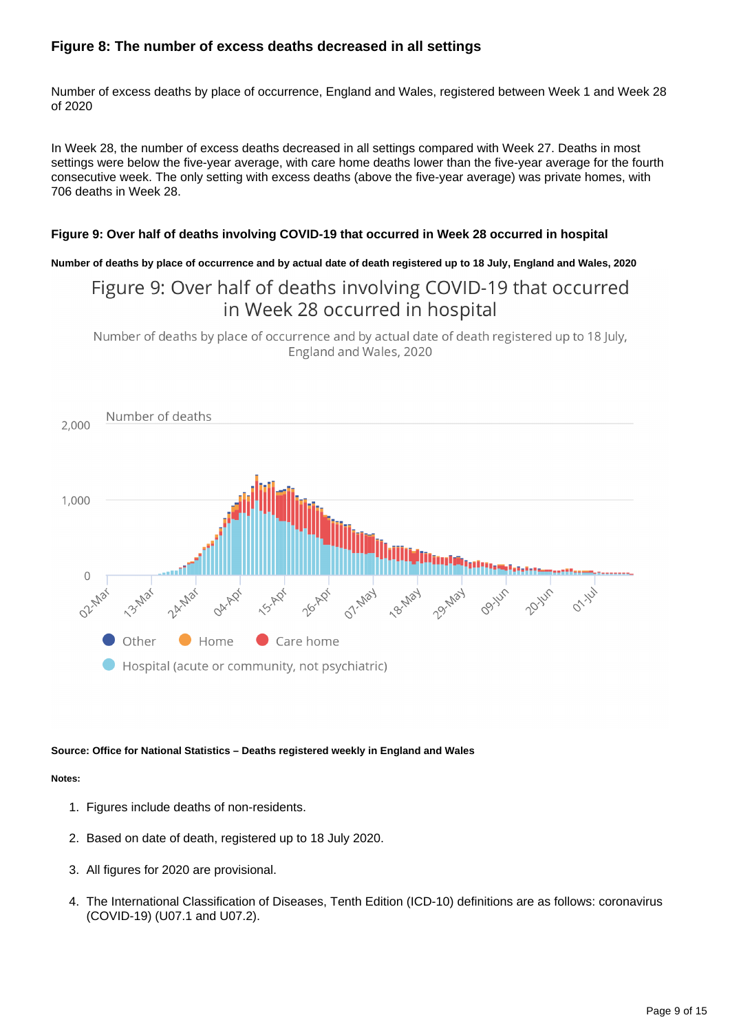### Figure 8: The number of excess deaths decreased in all settings

Number of excess deaths by place of occurrence, England and Wales, registered between Week 1 and Week 28 of 2020

In Week 28, the number of excess deaths decreased in all settings compared with Week 27. Deaths in most settings were below the five-year average, with care home deaths lower than the five-year average for the fourth consecutive week. The only setting with excess deaths (above the five-year average) was private homes, with 706 deaths in Week 28.

#### Figure 9: Over half of deaths involving COVID-19 that occurred in Week 28 occurred in hospital

**Number of deaths by place of occurrence and by actual date of death registered up to 18 July, England and Wales, 2020**

Figure 9: Over half of deaths involving COVID-19 that occurred in Week 28 occurred in hospital

Number of deaths by place of occurrence and by actual date of death registered up to 18 July, England and Wales, 2020

**Source: Office for National Statistics – Deaths registered weekly in England and Wales**

**Notes:**

1. Figures include deaths of non-residents.
2. Based on date of death, registered up to 18 July 2020.
3. All figures for 2020 are provisional.
4. The International Classification of Diseases, Tenth Edition (ICD-10) definitions are as follows: coronavirus (COVID-19) (U07.1 and U07.2).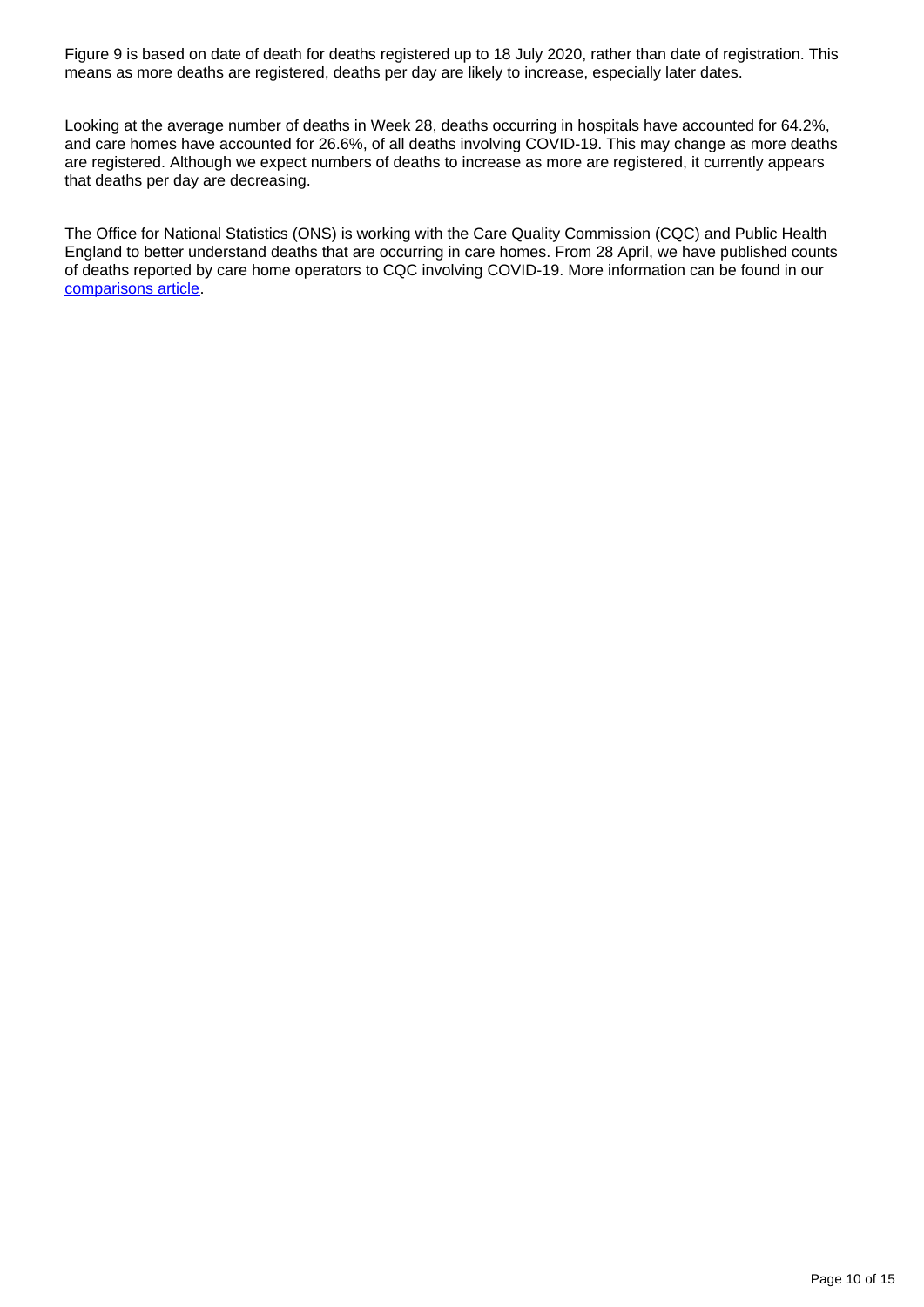Figure 9 is based on date of death for deaths registered up to 18 July 2020, rather than date of registration. This means as more deaths are registered, deaths per day are likely to increase, especially later dates.

Looking at the average number of deaths in Week 28, deaths occurring in hospitals have accounted for 64.2%, and care homes have accounted for 26.6%, of all deaths involving COVID-19. This may change as more deaths are registered. Although we expect numbers of deaths to increase as more are registered, it currently appears that deaths per day are decreasing.

The Office for National Statistics (ONS) is working with the Care Quality Commission (CQC) and Public Health England to better understand deaths that are occurring in care homes. From 28 April, we have published counts of deaths reported by care home operators to CQC involving COVID-19. More information can be found in our comparisons article.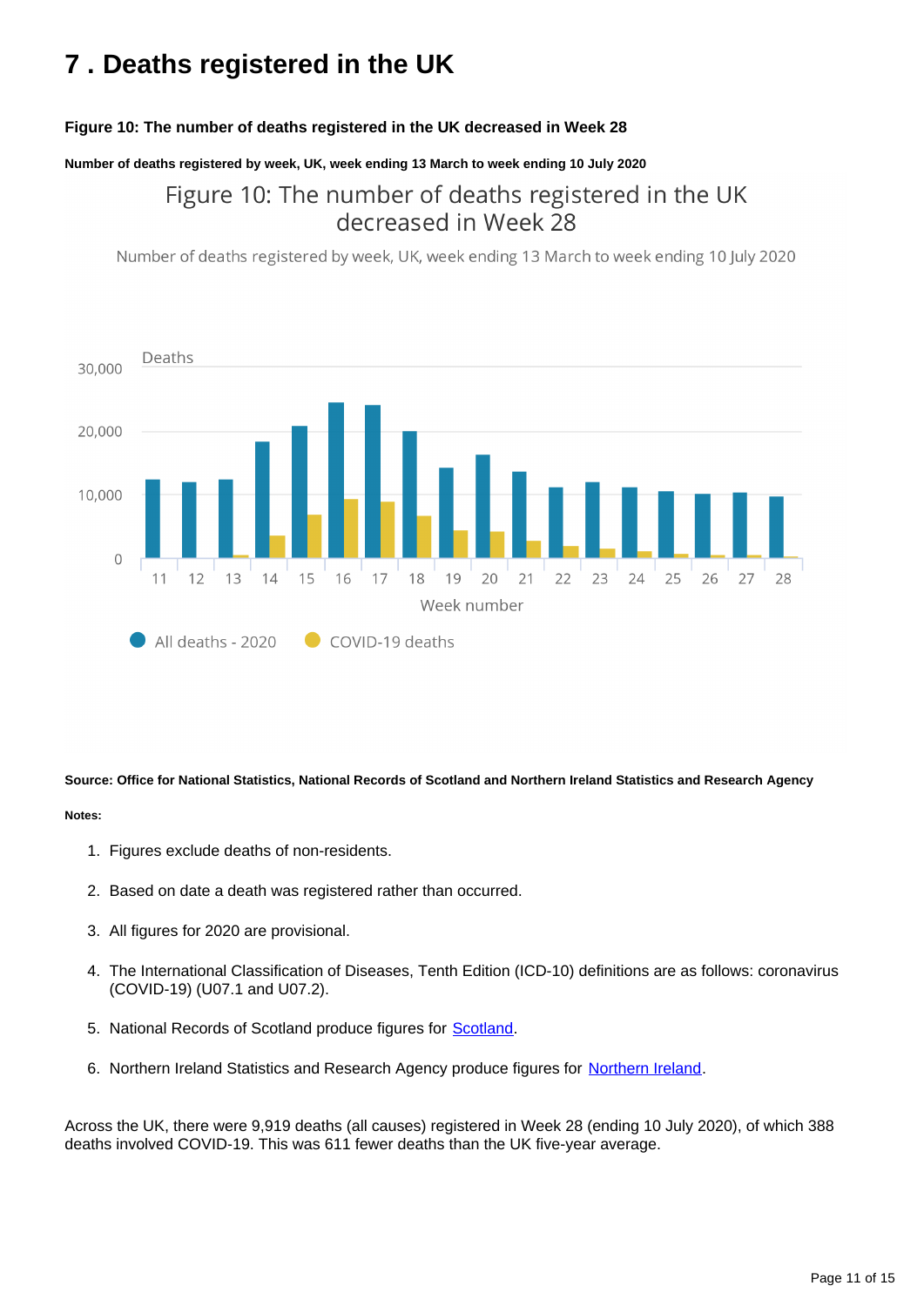# 7 . Deaths registered in the UK

**Figure 10: The number of deaths registered in the UK decreased in Week 28**

**Number of deaths registered by week, UK, week ending 13 March to week ending 10 July 2020**

**Source: Office for National Statistics, National Records of Scotland and Northern Ireland Statistics and Research Agency**

**Notes:**

1. Figures exclude deaths of non-residents.
2. Based on date a death was registered rather than occurred.
3. All figures for 2020 are provisional.
4. The International Classification of Diseases, Tenth Edition (ICD-10) definitions are as follows: coronavirus (COVID-19) (U07.1 and U07.2).
5. National Records of Scotland produce figures for Scotland.
6. Northern Ireland Statistics and Research Agency produce figures for Northern Ireland.

Across the UK, there were 9,919 deaths (all causes) registered in Week 28 (ending 10 July 2020), of which 388 deaths involved COVID-19. This was 611 fewer deaths than the UK five-year average.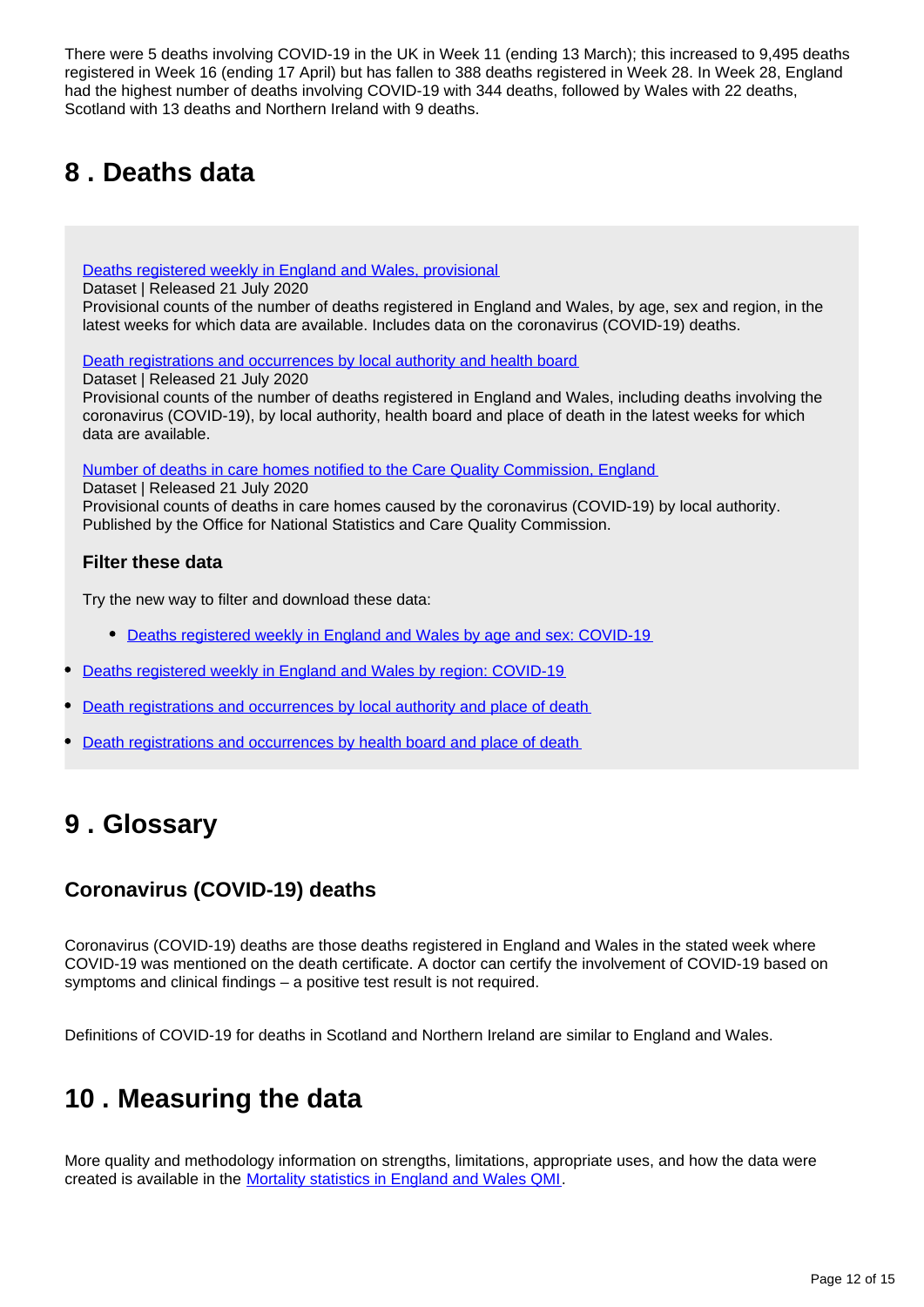There were 5 deaths involving COVID-19 in the UK in Week 11 (ending 13 March); this increased to 9,495 deaths registered in Week 16 (ending 17 April) but has fallen to 388 deaths registered in Week 28. In Week 28, England had the highest number of deaths involving COVID-19 with 344 deaths, followed by Wales with 22 deaths, Scotland with 13 deaths and Northern Ireland with 9 deaths.

## 8 . Deaths data

Deaths registered weekly in England and Wales, provisional
Dataset | Released 21 July 2020
Provisional counts of the number of deaths registered in England and Wales, by age, sex and region, in the latest weeks for which data are available. Includes data on the coronavirus (COVID-19) deaths.

Death registrations and occurrences by local authority and health board
Dataset | Released 21 July 2020
Provisional counts of the number of deaths registered in England and Wales, including deaths involving the coronavirus (COVID-19), by local authority, health board and place of death in the latest weeks for which data are available.

Number of deaths in care homes notified to the Care Quality Commission, England
Dataset | Released 21 July 2020
Provisional counts of deaths in care homes caused by the coronavirus (COVID-19) by local authority. Published by the Office for National Statistics and Care Quality Commission.

### Filter these data

Try the new way to filter and download these data:

- Deaths registered weekly in England and Wales by age and sex: COVID-19
- Deaths registered weekly in England and Wales by region: COVID-19
- Death registrations and occurrences by local authority and place of death
- Death registrations and occurrences by health board and place of death

## 9 . Glossary

### Coronavirus (COVID-19) deaths

Coronavirus (COVID-19) deaths are those deaths registered in England and Wales in the stated week where COVID-19 was mentioned on the death certificate. A doctor can certify the involvement of COVID-19 based on symptoms and clinical findings – a positive test result is not required.

Definitions of COVID-19 for deaths in Scotland and Northern Ireland are similar to England and Wales.

## 10 . Measuring the data

More quality and methodology information on strengths, limitations, appropriate uses, and how the data were created is available in the Mortality statistics in England and Wales QMI.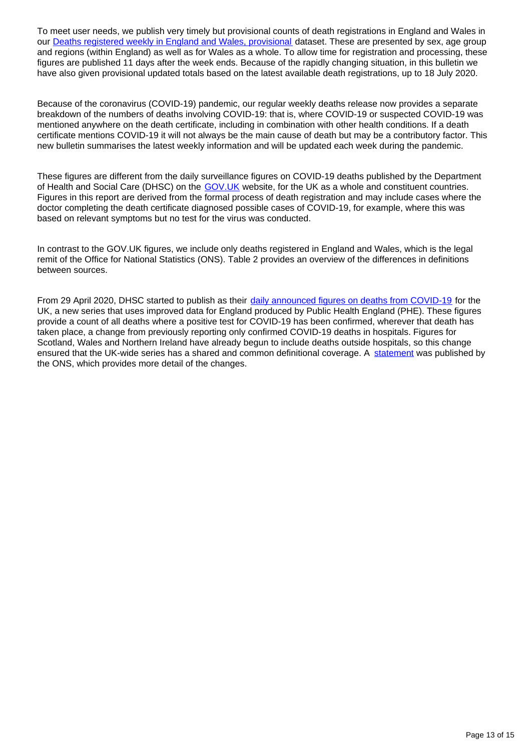To meet user needs, we publish very timely but provisional counts of death registrations in England and Wales in our Deaths registered weekly in England and Wales, provisional dataset. These are presented by sex, age group and regions (within England) as well as for Wales as a whole. To allow time for registration and processing, these figures are published 11 days after the week ends. Because of the rapidly changing situation, in this bulletin we have also given provisional updated totals based on the latest available death registrations, up to 18 July 2020.

Because of the coronavirus (COVID-19) pandemic, our regular weekly deaths release now provides a separate breakdown of the numbers of deaths involving COVID-19: that is, where COVID-19 or suspected COVID-19 was mentioned anywhere on the death certificate, including in combination with other health conditions. If a death certificate mentions COVID-19 it will not always be the main cause of death but may be a contributory factor. This new bulletin summarises the latest weekly information and will be updated each week during the pandemic.

These figures are different from the daily surveillance figures on COVID-19 deaths published by the Department of Health and Social Care (DHSC) on the GOV.UK website, for the UK as a whole and constituent countries. Figures in this report are derived from the formal process of death registration and may include cases where the doctor completing the death certificate diagnosed possible cases of COVID-19, for example, where this was based on relevant symptoms but no test for the virus was conducted.

In contrast to the GOV.UK figures, we include only deaths registered in England and Wales, which is the legal remit of the Office for National Statistics (ONS). Table 2 provides an overview of the differences in definitions between sources.

From 29 April 2020, DHSC started to publish as their daily announced figures on deaths from COVID-19 for the UK, a new series that uses improved data for England produced by Public Health England (PHE). These figures provide a count of all deaths where a positive test for COVID-19 has been confirmed, wherever that death has taken place, a change from previously reporting only confirmed COVID-19 deaths in hospitals. Figures for Scotland, Wales and Northern Ireland have already begun to include deaths outside hospitals, so this change ensured that the UK-wide series has a shared and common definitional coverage. A statement was published by the ONS, which provides more detail of the changes.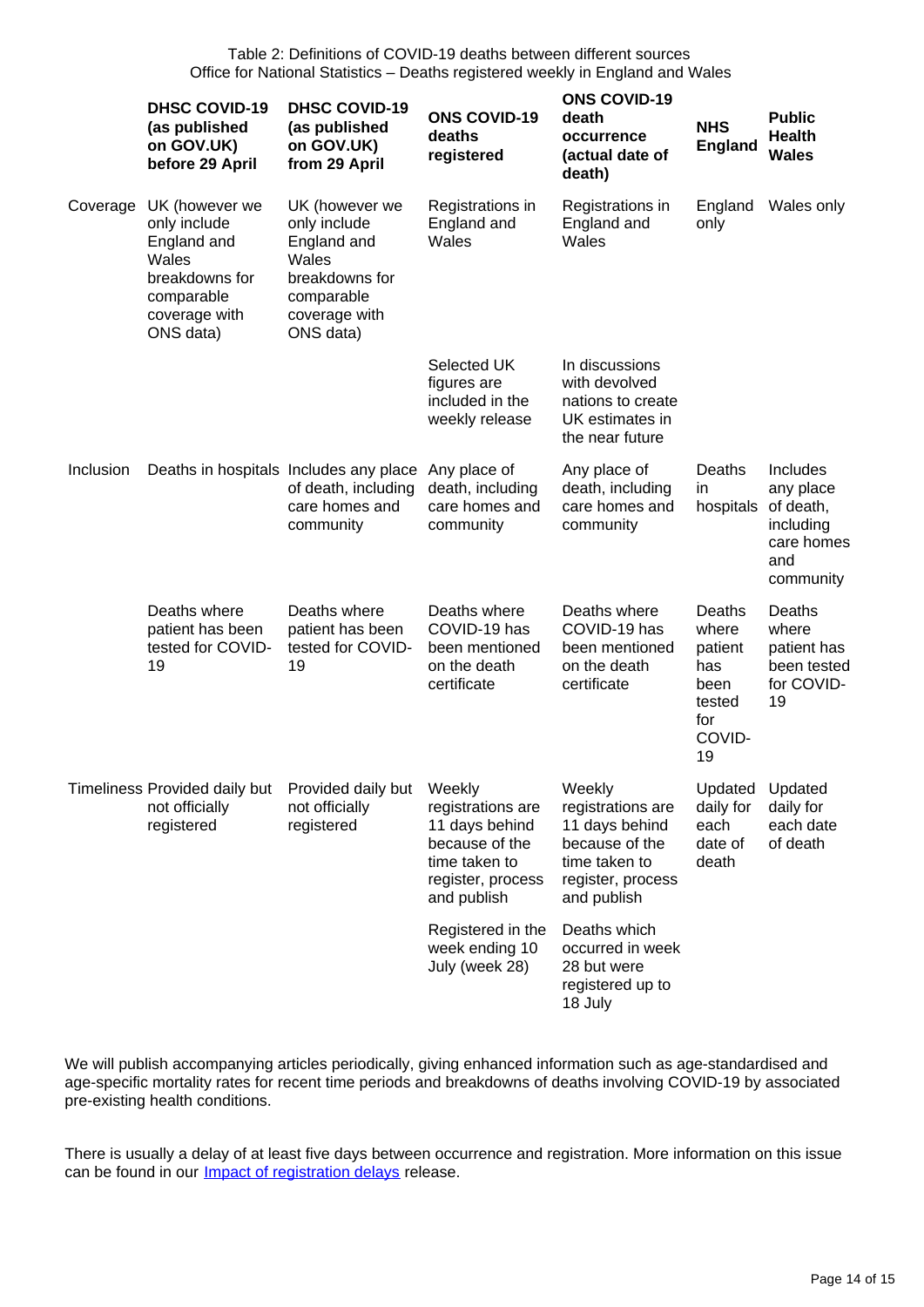Table 2: Definitions of COVID-19 deaths between different sources
Office for National Statistics – Deaths registered weekly in England and Wales

| | DHSC COVID-19 (as published on GOV.UK) before 29 April | DHSC COVID-19 (as published on GOV.UK) from 29 April | ONS COVID-19 deaths registered | ONS COVID-19 death occurrence (actual date of death) | NHS England | Public Health Wales |
|---|---|---|---|---|---|---|
| Coverage | UK (however we only include England and Wales breakdowns for comparable coverage with ONS data) | UK (however we only include England and Wales breakdowns for comparable coverage with ONS data) | Registrations in England and Wales | Registrations in England and Wales | England only | Wales only |
| | | | Selected UK figures are included in the weekly release | In discussions with devolved nations to create UK estimates in the near future | | |
| Inclusion | Deaths in hospitals | Includes any place of death, including care homes and community | Any place of death, including care homes and community | Any place of death, including care homes and community | Deaths in hospitals | Includes any place of death, including care homes and community |
| | Deaths where patient has been tested for COVID-19 | Deaths where patient has been tested for COVID-19 | Deaths where COVID-19 has been mentioned on the death certificate | Deaths where COVID-19 has been mentioned on the death certificate | Deaths where patient has been tested for COVID-19 | Deaths where patient has been tested for COVID-19 |
| Timeliness | Provided daily but not officially registered | Provided daily but not officially registered | Weekly registrations are 11 days behind because of the time taken to register, process and publish | Weekly registrations are 11 days behind because of the time taken to register, process and publish | Updated daily for each date of death | Updated daily for each date of death |
| | | | Registered in the week ending 10 July (week 28) | Deaths which occurred in week 28 but were registered up to 18 July | | |

We will publish accompanying articles periodically, giving enhanced information such as age-standardised and age-specific mortality rates for recent time periods and breakdowns of deaths involving COVID-19 by associated pre-existing health conditions.

There is usually a delay of at least five days between occurrence and registration. More information on this issue can be found in our Impact of registration delays release.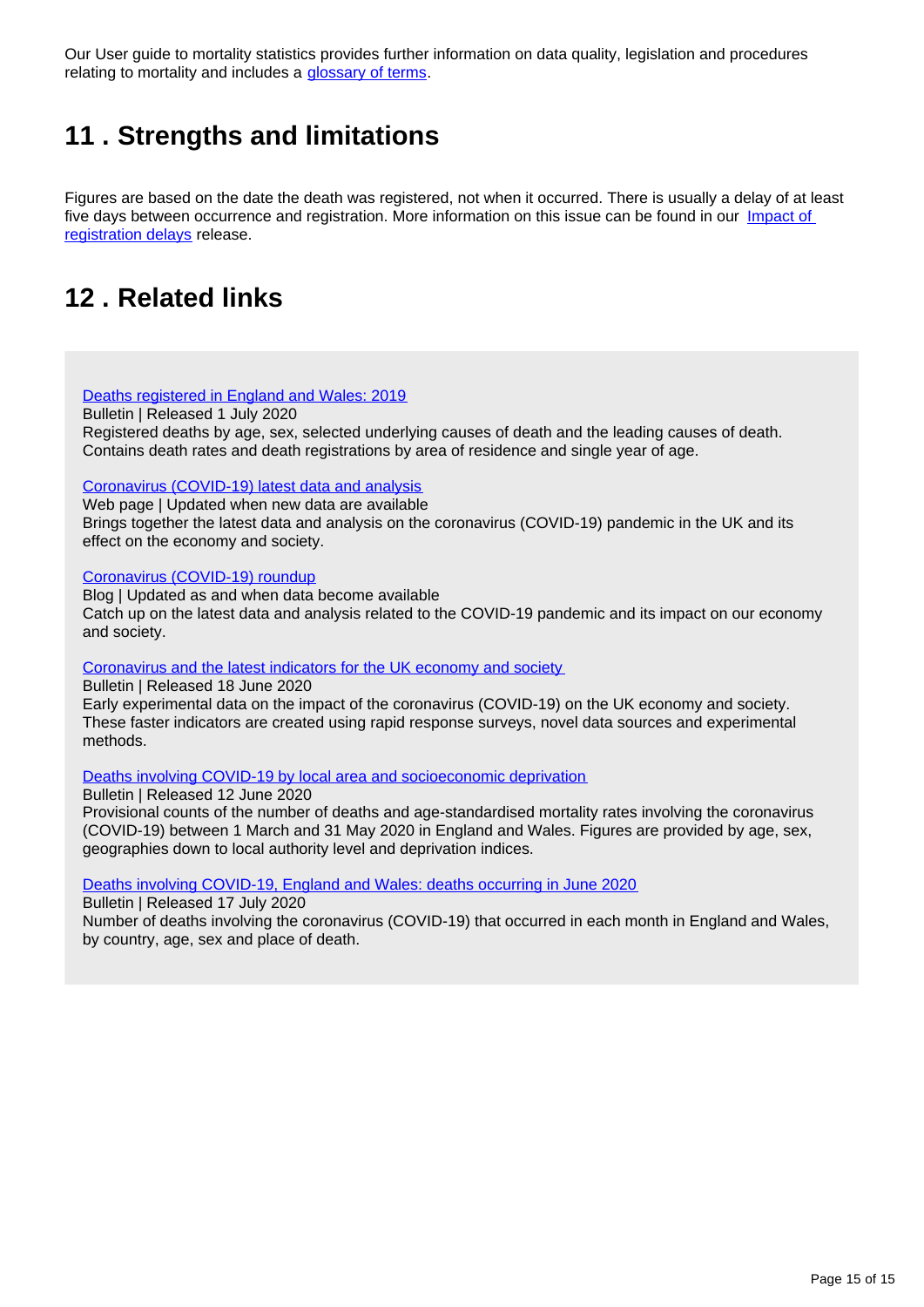Our User guide to mortality statistics provides further information on data quality, legislation and procedures relating to mortality and includes a [glossary of terms](#).

## 11 . Strengths and limitations

Figures are based on the date the death was registered, not when it occurred. There is usually a delay of at least five days between occurrence and registration. More information on this issue can be found in our [Impact of registration delays](#) release.

## 12 . Related links

[Deaths registered in England and Wales: 2019](#)
Bulletin | Released 1 July 2020
Registered deaths by age, sex, selected underlying causes of death and the leading causes of death. Contains death rates and death registrations by area of residence and single year of age.

[Coronavirus (COVID-19) latest data and analysis](#)
Web page | Updated when new data are available
Brings together the latest data and analysis on the coronavirus (COVID-19) pandemic in the UK and its effect on the economy and society.

[Coronavirus (COVID-19) roundup](#)
Blog | Updated as and when data become available
Catch up on the latest data and analysis related to the COVID-19 pandemic and its impact on our economy and society.

[Coronavirus and the latest indicators for the UK economy and society](#)
Bulletin | Released 18 June 2020
Early experimental data on the impact of the coronavirus (COVID-19) on the UK economy and society. These faster indicators are created using rapid response surveys, novel data sources and experimental methods.

[Deaths involving COVID-19 by local area and socioeconomic deprivation](#)
Bulletin | Released 12 June 2020
Provisional counts of the number of deaths and age-standardised mortality rates involving the coronavirus (COVID-19) between 1 March and 31 May 2020 in England and Wales. Figures are provided by age, sex, geographies down to local authority level and deprivation indices.

[Deaths involving COVID-19, England and Wales: deaths occurring in June 2020](#)
Bulletin | Released 17 July 2020
Number of deaths involving the coronavirus (COVID-19) that occurred in each month in England and Wales, by country, age, sex and place of death.